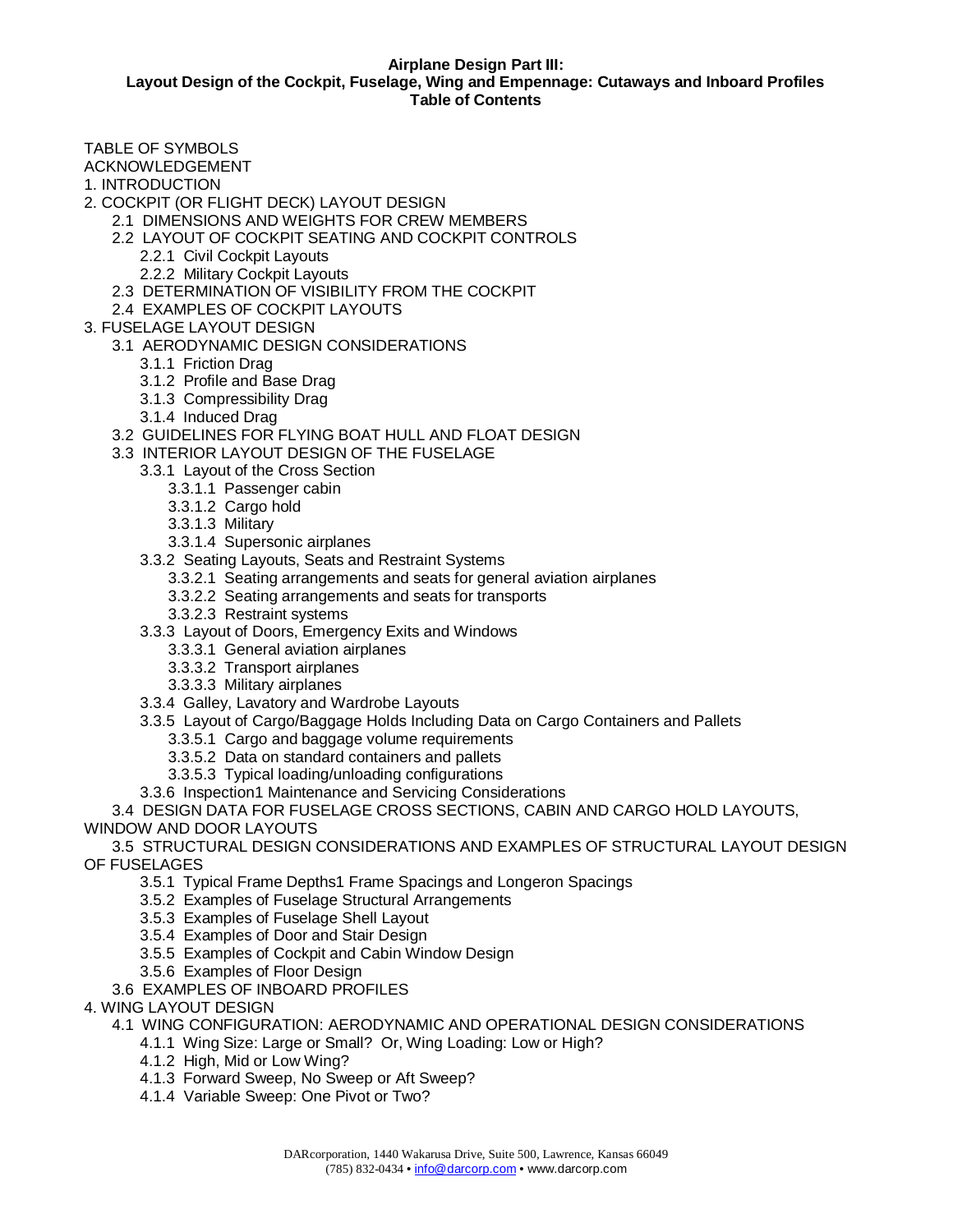**Airplane Design Part III:**
**Layout Design of the Cockpit, Fuselage, Wing and Empennage: Cutaways and Inboard Profiles**
**Table of Contents**

TABLE OF SYMBOLS
ACKNOWLEDGEMENT
1. INTRODUCTION
2. COCKPIT (OR FLIGHT DECK) LAYOUT DESIGN
    2.1 DIMENSIONS AND WEIGHTS FOR CREW MEMBERS
    2.2 LAYOUT OF COCKPIT SEATING AND COCKPIT CONTROLS
        2.2.1 Civil Cockpit Layouts
        2.2.2 Military Cockpit Layouts
    2.3 DETERMINATION OF VISIBILITY FROM THE COCKPIT
    2.4 EXAMPLES OF COCKPIT LAYOUTS
3. FUSELAGE LAYOUT DESIGN
    3.1 AERODYNAMIC DESIGN CONSIDERATIONS
        3.1.1 Friction Drag
        3.1.2 Profile and Base Drag
        3.1.3 Compressibility Drag
        3.1.4 Induced Drag
    3.2 GUIDELINES FOR FLYING BOAT HULL AND FLOAT DESIGN
    3.3 INTERIOR LAYOUT DESIGN OF THE FUSELAGE
        3.3.1 Layout of the Cross Section
            3.3.1.1 Passenger cabin
            3.3.1.2 Cargo hold
            3.3.1.3 Military
            3.3.1.4 Supersonic airplanes
        3.3.2 Seating Layouts, Seats and Restraint Systems
            3.3.2.1 Seating arrangements and seats for general aviation airplanes
            3.3.2.2 Seating arrangements and seats for transports
            3.3.2.3 Restraint systems
        3.3.3 Layout of Doors, Emergency Exits and Windows
            3.3.3.1 General aviation airplanes
            3.3.3.2 Transport airplanes
            3.3.3.3 Military airplanes
        3.3.4 Galley, Lavatory and Wardrobe Layouts
        3.3.5 Layout of Cargo/Baggage Holds Including Data on Cargo Containers and Pallets
            3.3.5.1 Cargo and baggage volume requirements
            3.3.5.2 Data on standard containers and pallets
            3.3.5.3 Typical loading/unloading configurations
        3.3.6 Inspection1 Maintenance and Servicing Considerations
    3.4 DESIGN DATA FOR FUSELAGE CROSS SECTIONS, CABIN AND CARGO HOLD LAYOUTS, WINDOW AND DOOR LAYOUTS
    3.5 STRUCTURAL DESIGN CONSIDERATIONS AND EXAMPLES OF STRUCTURAL LAYOUT DESIGN OF FUSELAGES
        3.5.1 Typical Frame Depths1 Frame Spacings and Longeron Spacings
        3.5.2 Examples of Fuselage Structural Arrangements
        3.5.3 Examples of Fuselage Shell Layout
        3.5.4 Examples of Door and Stair Design
        3.5.5 Examples of Cockpit and Cabin Window Design
        3.5.6 Examples of Floor Design
    3.6 EXAMPLES OF INBOARD PROFILES
4. WING LAYOUT DESIGN
    4.1 WING CONFIGURATION: AERODYNAMIC AND OPERATIONAL DESIGN CONSIDERATIONS
        4.1.1 Wing Size: Large or Small? Or, Wing Loading: Low or High?
        4.1.2 High, Mid or Low Wing?
        4.1.3 Forward Sweep, No Sweep or Aft Sweep?
        4.1.4 Variable Sweep: One Pivot or Two?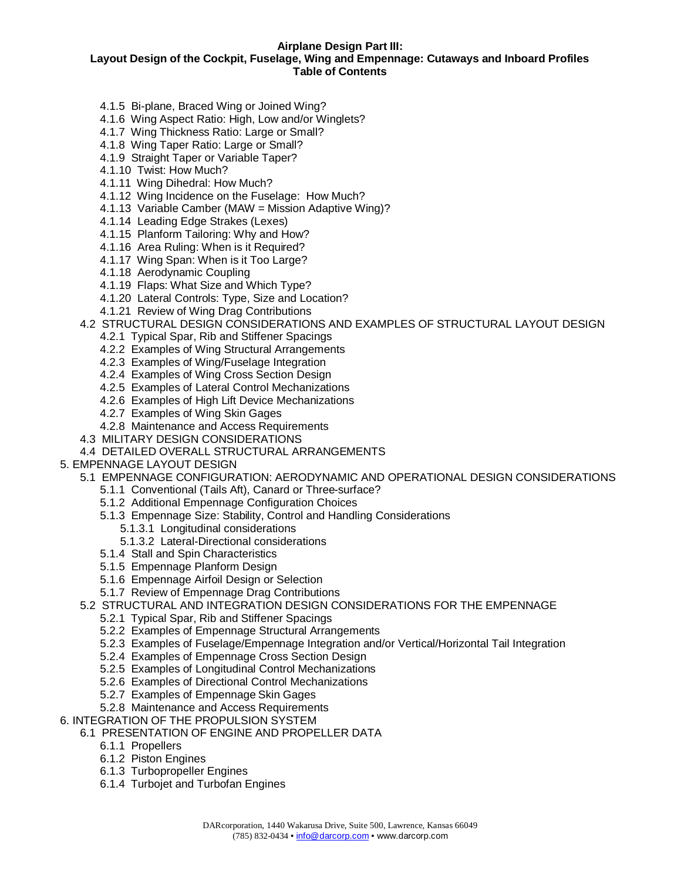**Airplane Design Part III:**
**Layout Design of the Cockpit, Fuselage, Wing and Empennage: Cutaways and Inboard Profiles**
**Table of Contents**

- 4.1.5 Bi-plane, Braced Wing or Joined Wing?
- 4.1.6 Wing Aspect Ratio: High, Low and/or Winglets?
- 4.1.7 Wing Thickness Ratio: Large or Small?
- 4.1.8 Wing Taper Ratio: Large or Small?
- 4.1.9 Straight Taper or Variable Taper?
- 4.1.10 Twist: How Much?
- 4.1.11 Wing Dihedral: How Much?
- 4.1.12 Wing Incidence on the Fuselage: How Much?
- 4.1.13 Variable Camber (MAW = Mission Adaptive Wing)?
- 4.1.14 Leading Edge Strakes (Lexes)
- 4.1.15 Planform Tailoring: Why and How?
- 4.1.16 Area Ruling: When is it Required?
- 4.1.17 Wing Span: When is it Too Large?
- 4.1.18 Aerodynamic Coupling
- 4.1.19 Flaps: What Size and Which Type?
- 4.1.20 Lateral Controls: Type, Size and Location?
- 4.1.21 Review of Wing Drag Contributions

4.2 STRUCTURAL DESIGN CONSIDERATIONS AND EXAMPLES OF STRUCTURAL LAYOUT DESIGN

- 4.2.1 Typical Spar, Rib and Stiffener Spacings
- 4.2.2 Examples of Wing Structural Arrangements
- 4.2.3 Examples of Wing/Fuselage Integration
- 4.2.4 Examples of Wing Cross Section Design
- 4.2.5 Examples of Lateral Control Mechanizations
- 4.2.6 Examples of High Lift Device Mechanizations
- 4.2.7 Examples of Wing Skin Gages
- 4.2.8 Maintenance and Access Requirements

4.3 MILITARY DESIGN CONSIDERATIONS

4.4 DETAILED OVERALL STRUCTURAL ARRANGEMENTS

5. EMPENNAGE LAYOUT DESIGN

5.1 EMPENNAGE CONFIGURATION: AERODYNAMIC AND OPERATIONAL DESIGN CONSIDERATIONS

- 5.1.1 Conventional (Tails Aft), Canard or Three-surface?
- 5.1.2 Additional Empennage Configuration Choices
- 5.1.3 Empennage Size: Stability, Control and Handling Considerations
  - 5.1.3.1 Longitudinal considerations
  - 5.1.3.2 Lateral-Directional considerations
- 5.1.4 Stall and Spin Characteristics
- 5.1.5 Empennage Planform Design
- 5.1.6 Empennage Airfoil Design or Selection
- 5.1.7 Review of Empennage Drag Contributions

5.2 STRUCTURAL AND INTEGRATION DESIGN CONSIDERATIONS FOR THE EMPENNAGE

- 5.2.1 Typical Spar, Rib and Stiffener Spacings
- 5.2.2 Examples of Empennage Structural Arrangements
- 5.2.3 Examples of Fuselage/Empennage Integration and/or Vertical/Horizontal Tail Integration
- 5.2.4 Examples of Empennage Cross Section Design
- 5.2.5 Examples of Longitudinal Control Mechanizations
- 5.2.6 Examples of Directional Control Mechanizations
- 5.2.7 Examples of Empennage Skin Gages
- 5.2.8 Maintenance and Access Requirements

6. INTEGRATION OF THE PROPULSION SYSTEM

6.1 PRESENTATION OF ENGINE AND PROPELLER DATA

- 6.1.1 Propellers
- 6.1.2 Piston Engines
- 6.1.3 Turbopropeller Engines
- 6.1.4 Turbojet and Turbofan Engines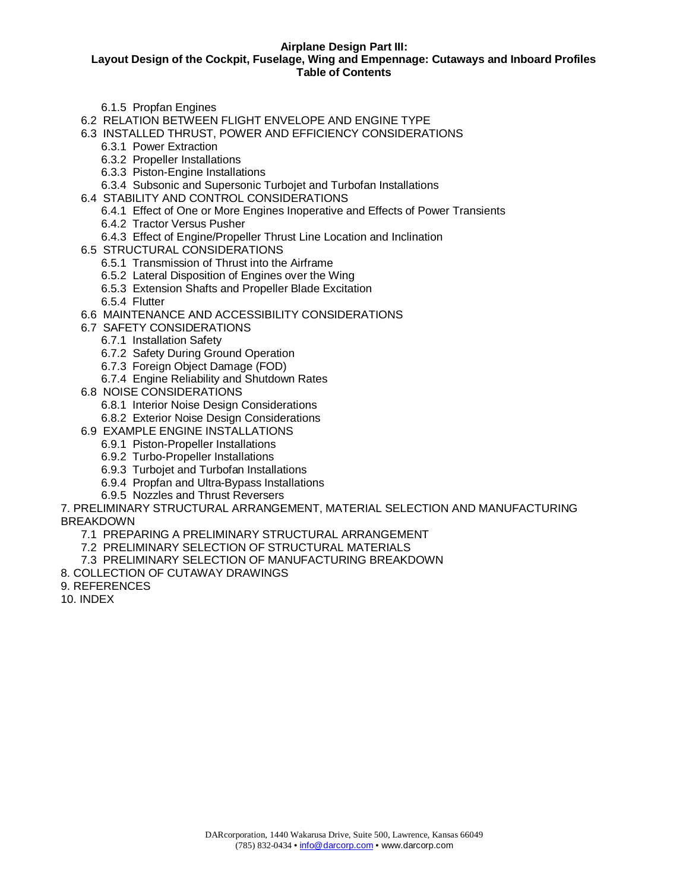- 6.1.5 Propfan Engines
- 6.2 RELATION BETWEEN FLIGHT ENVELOPE AND ENGINE TYPE
- 6.3 INSTALLED THRUST, POWER AND EFFICIENCY CONSIDERATIONS
  - 6.3.1 Power Extraction
  - 6.3.2 Propeller Installations
  - 6.3.3 Piston-Engine Installations
  - 6.3.4 Subsonic and Supersonic Turbojet and Turbofan Installations
- 6.4 STABILITY AND CONTROL CONSIDERATIONS
  - 6.4.1 Effect of One or More Engines Inoperative and Effects of Power Transients
  - 6.4.2 Tractor Versus Pusher
  - 6.4.3 Effect of Engine/Propeller Thrust Line Location and Inclination
- 6.5 STRUCTURAL CONSIDERATIONS
  - 6.5.1 Transmission of Thrust into the Airframe
  - 6.5.2 Lateral Disposition of Engines over the Wing
  - 6.5.3 Extension Shafts and Propeller Blade Excitation
  - 6.5.4 Flutter
- 6.6 MAINTENANCE AND ACCESSIBILITY CONSIDERATIONS
- 6.7 SAFETY CONSIDERATIONS
  - 6.7.1 Installation Safety
  - 6.7.2 Safety During Ground Operation
  - 6.7.3 Foreign Object Damage (FOD)
  - 6.7.4 Engine Reliability and Shutdown Rates
- 6.8 NOISE CONSIDERATIONS
  - 6.8.1 Interior Noise Design Considerations
  - 6.8.2 Exterior Noise Design Considerations
- 6.9 EXAMPLE ENGINE INSTALLATIONS
  - 6.9.1 Piston-Propeller Installations
  - 6.9.2 Turbo-Propeller Installations
  - 6.9.3 Turbojet and Turbofan Installations
  - 6.9.4 Propfan and Ultra-Bypass Installations
  - 6.9.5 Nozzles and Thrust Reversers

7. PRELIMINARY STRUCTURAL ARRANGEMENT, MATERIAL SELECTION AND MANUFACTURING BREAKDOWN
   - 7.1 PREPARING A PRELIMINARY STRUCTURAL ARRANGEMENT
   - 7.2 PRELIMINARY SELECTION OF STRUCTURAL MATERIALS
   - 7.3 PRELIMINARY SELECTION OF MANUFACTURING BREAKDOWN
8. COLLECTION OF CUTAWAY DRAWINGS
9. REFERENCES
10. INDEX